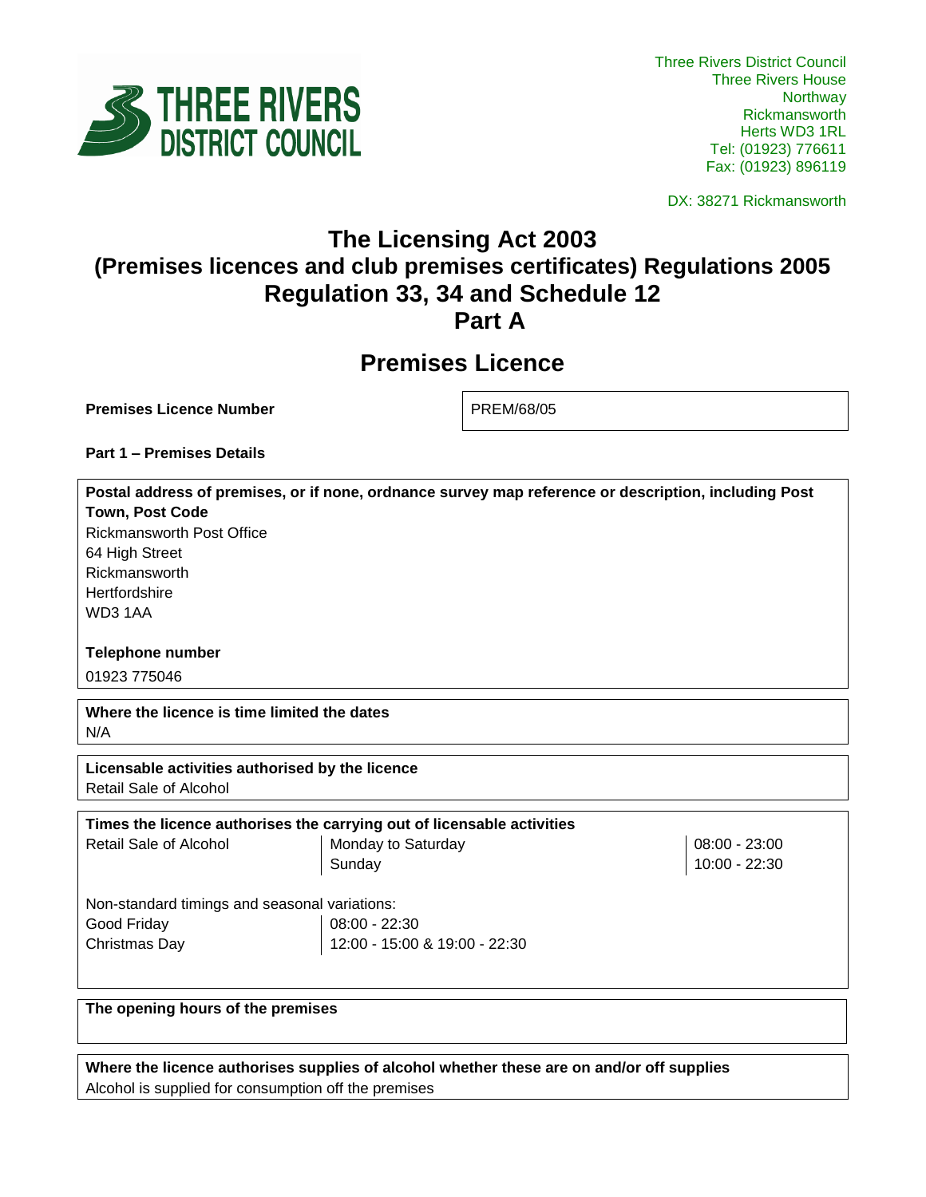Three Rivers District Council
Three Rivers House
Northway
Rickmansworth
Herts WD3 1RL
Tel: (01923) 776611
Fax: (01923) 896119

DX: 38271 Rickmansworth

# The Licensing Act 2003
# (Premises licences and club premises certificates) Regulations 2005
# Regulation 33, 34 and Schedule 12
# Part A

## Premises Licence

| **Premises Licence Number** | PREM/68/05 |
|---|---|

**Part 1 – Premises Details**

**Postal address of premises, or if none, ordnance survey map reference or description, including Post Town, Post Code**
Rickmansworth Post Office
64 High Street
Rickmansworth
Hertfordshire
WD3 1AA

**Telephone number**
01923 775046

**Where the licence is time limited the dates**
N/A

**Licensable activities authorised by the licence**
Retail Sale of Alcohol

**Times the licence authorises the carrying out of licensable activities**

| Retail Sale of Alcohol | Monday to Saturday | 08:00 - 23:00 |
|---|---|---|
| | Sunday | 10:00 - 22:30 |

Non-standard timings and seasonal variations:

| Good Friday | 08:00 - 22:30 |
|---|---|
| Christmas Day | 12:00 - 15:00 & 19:00 - 22:30 |

**The opening hours of the premises**

**Where the licence authorises supplies of alcohol whether these are on and/or off supplies**
Alcohol is supplied for consumption off the premises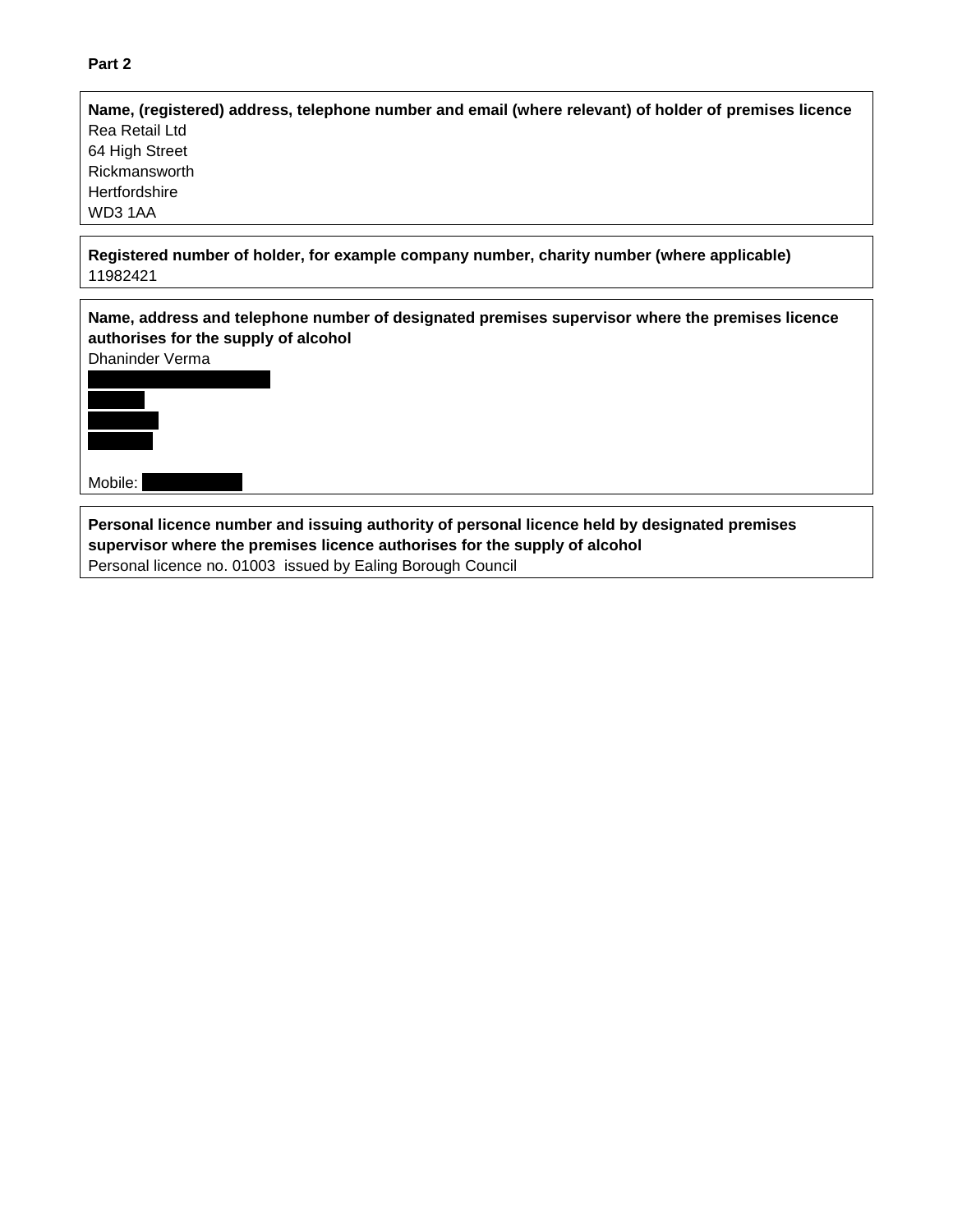**Part 2**

**Name, (registered) address, telephone number and email (where relevant) of holder of premises licence**
Rea Retail Ltd
64 High Street
Rickmansworth
Hertfordshire
WD3 1AA

**Registered number of holder, for example company number, charity number (where applicable)**
11982421

**Name, address and telephone number of designated premises supervisor where the premises licence authorises for the supply of alcohol**
Dhaninder Verma

Mobile:

**Personal licence number and issuing authority of personal licence held by designated premises supervisor where the premises licence authorises for the supply of alcohol**
Personal licence no. 01003 issued by Ealing Borough Council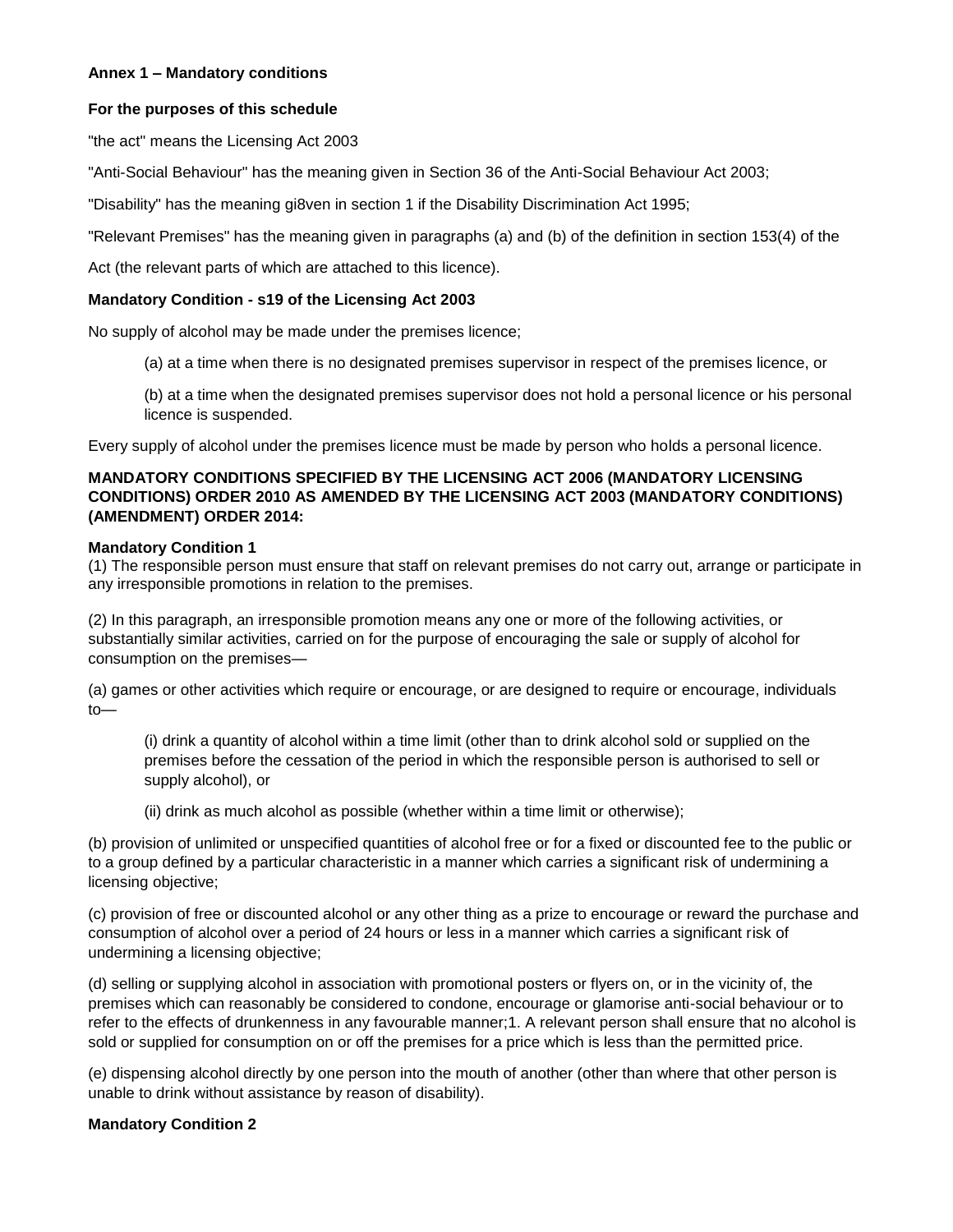**Annex 1 – Mandatory conditions**

**For the purposes of this schedule**

"the act" means the Licensing Act 2003

"Anti-Social Behaviour" has the meaning given in Section 36 of the Anti-Social Behaviour Act 2003;

"Disability" has the meaning gi8ven in section 1 if the Disability Discrimination Act 1995;

"Relevant Premises" has the meaning given in paragraphs (a) and (b) of the definition in section 153(4) of the Act (the relevant parts of which are attached to this licence).

**Mandatory Condition - s19 of the Licensing Act 2003**

No supply of alcohol may be made under the premises licence;

> (a) at a time when there is no designated premises supervisor in respect of the premises licence, or
>
> (b) at a time when the designated premises supervisor does not hold a personal licence or his personal licence is suspended.

Every supply of alcohol under the premises licence must be made by person who holds a personal licence.

**MANDATORY CONDITIONS SPECIFIED BY THE LICENSING ACT 2006 (MANDATORY LICENSING CONDITIONS) ORDER 2010 AS AMENDED BY THE LICENSING ACT 2003 (MANDATORY CONDITIONS) (AMENDMENT) ORDER 2014:**

**Mandatory Condition 1**

(1) The responsible person must ensure that staff on relevant premises do not carry out, arrange or participate in any irresponsible promotions in relation to the premises.

(2) In this paragraph, an irresponsible promotion means any one or more of the following activities, or substantially similar activities, carried on for the purpose of encouraging the sale or supply of alcohol for consumption on the premises—

(a) games or other activities which require or encourage, or are designed to require or encourage, individuals to—

> (i) drink a quantity of alcohol within a time limit (other than to drink alcohol sold or supplied on the premises before the cessation of the period in which the responsible person is authorised to sell or supply alcohol), or
>
> (ii) drink as much alcohol as possible (whether within a time limit or otherwise);

(b) provision of unlimited or unspecified quantities of alcohol free or for a fixed or discounted fee to the public or to a group defined by a particular characteristic in a manner which carries a significant risk of undermining a licensing objective;

(c) provision of free or discounted alcohol or any other thing as a prize to encourage or reward the purchase and consumption of alcohol over a period of 24 hours or less in a manner which carries a significant risk of undermining a licensing objective;

(d) selling or supplying alcohol in association with promotional posters or flyers on, or in the vicinity of, the premises which can reasonably be considered to condone, encourage or glamorise anti-social behaviour or to refer to the effects of drunkenness in any favourable manner;1. A relevant person shall ensure that no alcohol is sold or supplied for consumption on or off the premises for a price which is less than the permitted price.

(e) dispensing alcohol directly by one person into the mouth of another (other than where that other person is unable to drink without assistance by reason of disability).

**Mandatory Condition 2**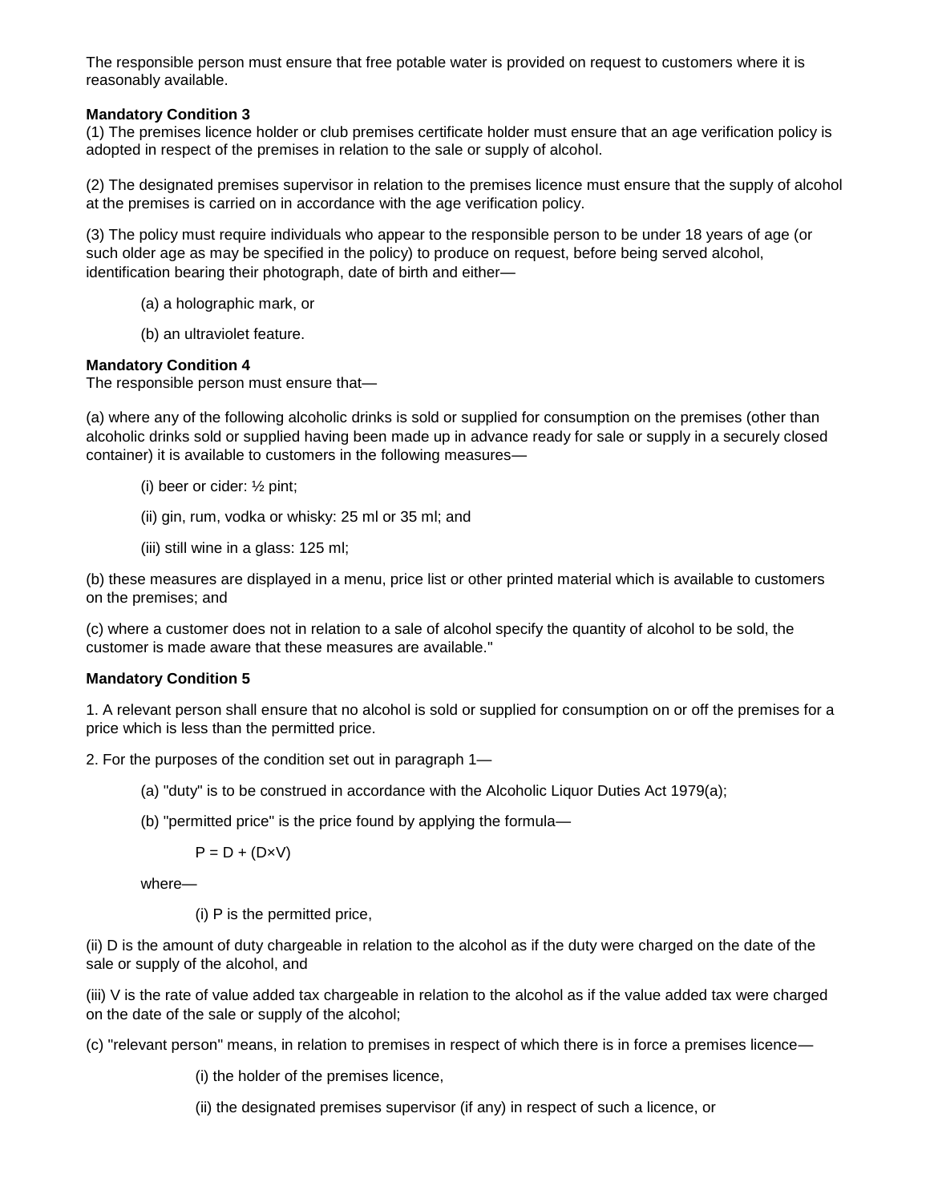The responsible person must ensure that free potable water is provided on request to customers where it is reasonably available.

**Mandatory Condition 3**

(1) The premises licence holder or club premises certificate holder must ensure that an age verification policy is adopted in respect of the premises in relation to the sale or supply of alcohol.

(2) The designated premises supervisor in relation to the premises licence must ensure that the supply of alcohol at the premises is carried on in accordance with the age verification policy.

(3) The policy must require individuals who appear to the responsible person to be under 18 years of age (or such older age as may be specified in the policy) to produce on request, before being served alcohol, identification bearing their photograph, date of birth and either—

(a) a holographic mark, or

(b) an ultraviolet feature.

**Mandatory Condition 4**

The responsible person must ensure that—

(a) where any of the following alcoholic drinks is sold or supplied for consumption on the premises (other than alcoholic drinks sold or supplied having been made up in advance ready for sale or supply in a securely closed container) it is available to customers in the following measures—

(i) beer or cider: ½ pint;

(ii) gin, rum, vodka or whisky: 25 ml or 35 ml; and

(iii) still wine in a glass: 125 ml;

(b) these measures are displayed in a menu, price list or other printed material which is available to customers on the premises; and

(c) where a customer does not in relation to a sale of alcohol specify the quantity of alcohol to be sold, the customer is made aware that these measures are available."

**Mandatory Condition 5**

1. A relevant person shall ensure that no alcohol is sold or supplied for consumption on or off the premises for a price which is less than the permitted price.

2. For the purposes of the condition set out in paragraph 1—

(a) "duty" is to be construed in accordance with the Alcoholic Liquor Duties Act 1979(a);

(b) "permitted price" is the price found by applying the formula—

$$P = D + (D \times V)$$

where—

(i) P is the permitted price,

(ii) D is the amount of duty chargeable in relation to the alcohol as if the duty were charged on the date of the sale or supply of the alcohol, and

(iii) V is the rate of value added tax chargeable in relation to the alcohol as if the value added tax were charged on the date of the sale or supply of the alcohol;

(c) "relevant person" means, in relation to premises in respect of which there is in force a premises licence—

(i) the holder of the premises licence,

(ii) the designated premises supervisor (if any) in respect of such a licence, or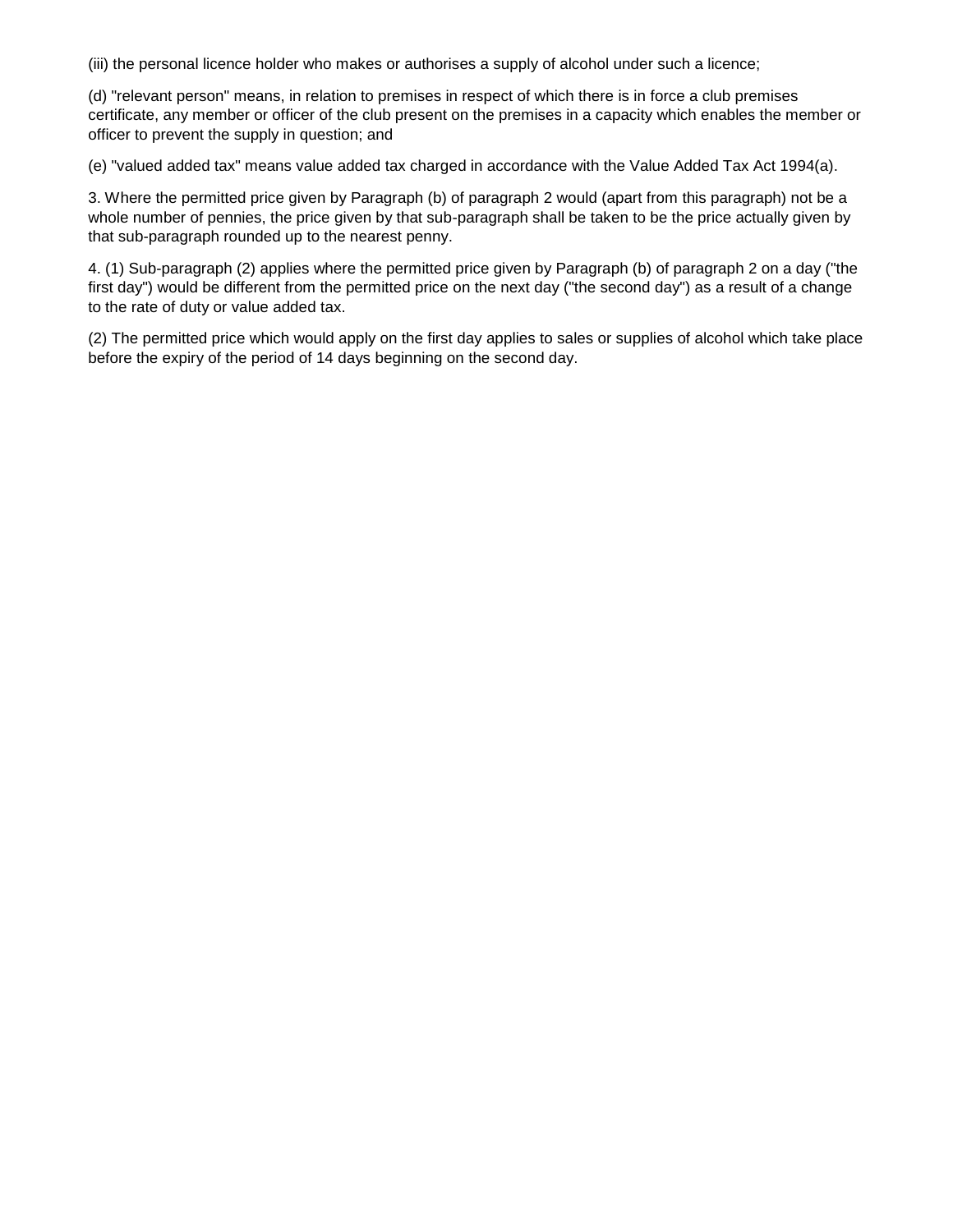(iii) the personal licence holder who makes or authorises a supply of alcohol under such a licence;

(d) "relevant person" means, in relation to premises in respect of which there is in force a club premises certificate, any member or officer of the club present on the premises in a capacity which enables the member or officer to prevent the supply in question; and

(e) "valued added tax" means value added tax charged in accordance with the Value Added Tax Act 1994(a).

3. Where the permitted price given by Paragraph (b) of paragraph 2 would (apart from this paragraph) not be a whole number of pennies, the price given by that sub-paragraph shall be taken to be the price actually given by that sub-paragraph rounded up to the nearest penny.

4. (1) Sub-paragraph (2) applies where the permitted price given by Paragraph (b) of paragraph 2 on a day ("the first day") would be different from the permitted price on the next day ("the second day") as a result of a change to the rate of duty or value added tax.

(2) The permitted price which would apply on the first day applies to sales or supplies of alcohol which take place before the expiry of the period of 14 days beginning on the second day.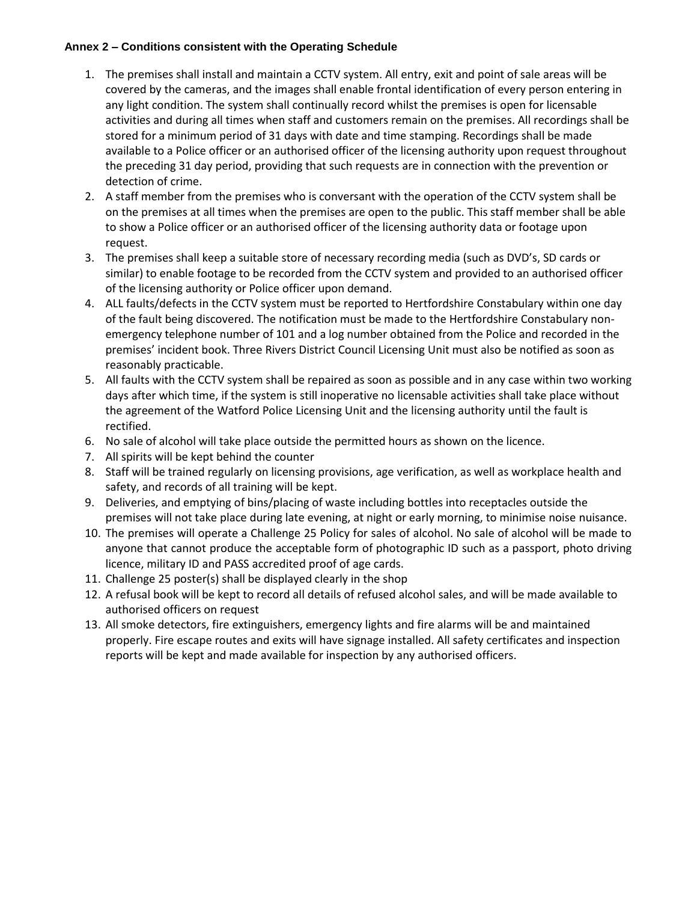**Annex 2 – Conditions consistent with the Operating Schedule**

1. The premises shall install and maintain a CCTV system. All entry, exit and point of sale areas will be covered by the cameras, and the images shall enable frontal identification of every person entering in any light condition. The system shall continually record whilst the premises is open for licensable activities and during all times when staff and customers remain on the premises. All recordings shall be stored for a minimum period of 31 days with date and time stamping. Recordings shall be made available to a Police officer or an authorised officer of the licensing authority upon request throughout the preceding 31 day period, providing that such requests are in connection with the prevention or detection of crime.
2. A staff member from the premises who is conversant with the operation of the CCTV system shall be on the premises at all times when the premises are open to the public. This staff member shall be able to show a Police officer or an authorised officer of the licensing authority data or footage upon request.
3. The premises shall keep a suitable store of necessary recording media (such as DVD's, SD cards or similar) to enable footage to be recorded from the CCTV system and provided to an authorised officer of the licensing authority or Police officer upon demand.
4. ALL faults/defects in the CCTV system must be reported to Hertfordshire Constabulary within one day of the fault being discovered. The notification must be made to the Hertfordshire Constabulary non-emergency telephone number of 101 and a log number obtained from the Police and recorded in the premises' incident book. Three Rivers District Council Licensing Unit must also be notified as soon as reasonably practicable.
5. All faults with the CCTV system shall be repaired as soon as possible and in any case within two working days after which time, if the system is still inoperative no licensable activities shall take place without the agreement of the Watford Police Licensing Unit and the licensing authority until the fault is rectified.
6. No sale of alcohol will take place outside the permitted hours as shown on the licence.
7. All spirits will be kept behind the counter
8. Staff will be trained regularly on licensing provisions, age verification, as well as workplace health and safety, and records of all training will be kept.
9. Deliveries, and emptying of bins/placing of waste including bottles into receptacles outside the premises will not take place during late evening, at night or early morning, to minimise noise nuisance.
10. The premises will operate a Challenge 25 Policy for sales of alcohol. No sale of alcohol will be made to anyone that cannot produce the acceptable form of photographic ID such as a passport, photo driving licence, military ID and PASS accredited proof of age cards.
11. Challenge 25 poster(s) shall be displayed clearly in the shop
12. A refusal book will be kept to record all details of refused alcohol sales, and will be made available to authorised officers on request
13. All smoke detectors, fire extinguishers, emergency lights and fire alarms will be and maintained properly. Fire escape routes and exits will have signage installed. All safety certificates and inspection reports will be kept and made available for inspection by any authorised officers.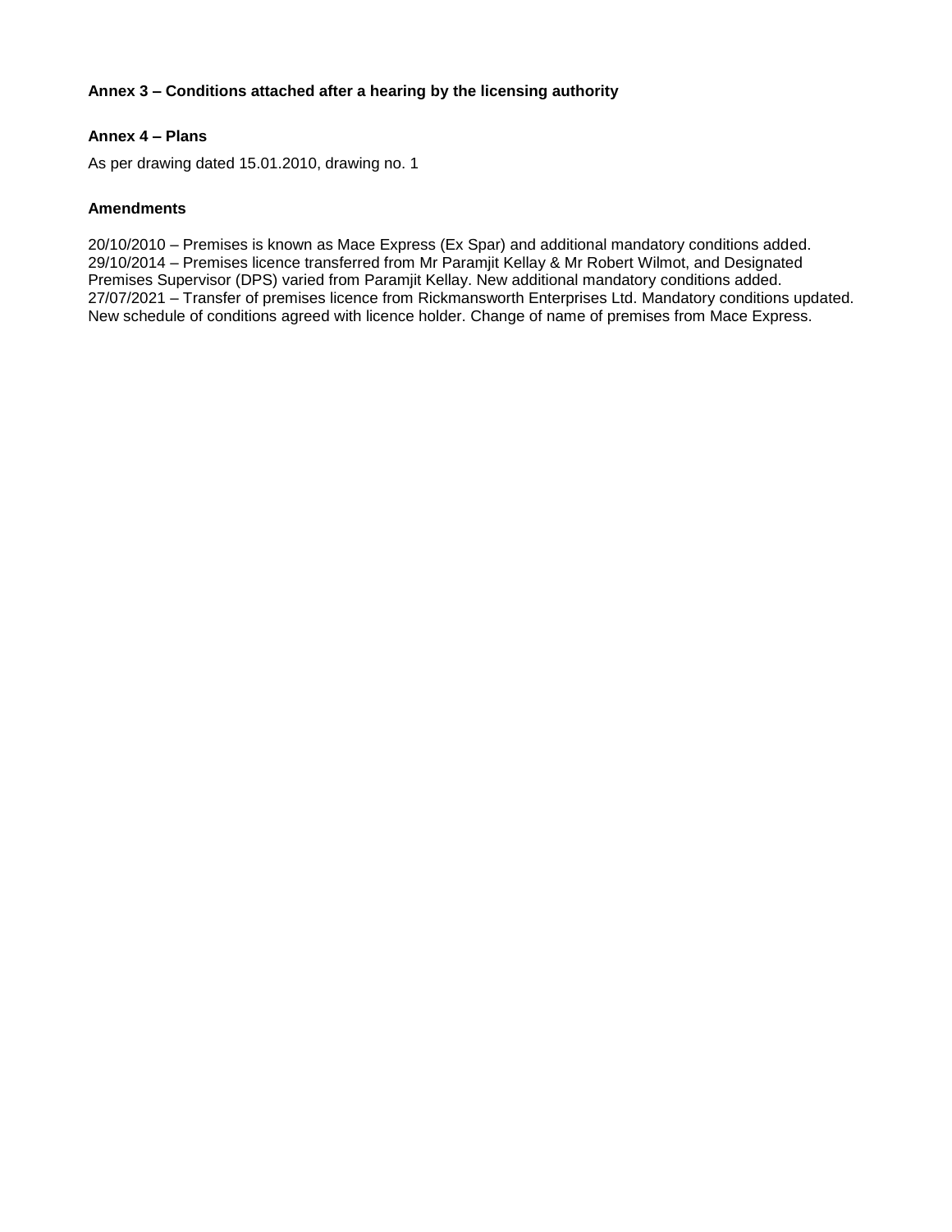### Annex 3 – Conditions attached after a hearing by the licensing authority

### Annex 4 – Plans

As per drawing dated 15.01.2010, drawing no. 1

### Amendments

20/10/2010 – Premises is known as Mace Express (Ex Spar) and additional mandatory conditions added.
29/10/2014 – Premises licence transferred from Mr Paramjit Kellay & Mr Robert Wilmot, and Designated Premises Supervisor (DPS) varied from Paramjit Kellay. New additional mandatory conditions added.
27/07/2021 – Transfer of premises licence from Rickmansworth Enterprises Ltd. Mandatory conditions updated. New schedule of conditions agreed with licence holder. Change of name of premises from Mace Express.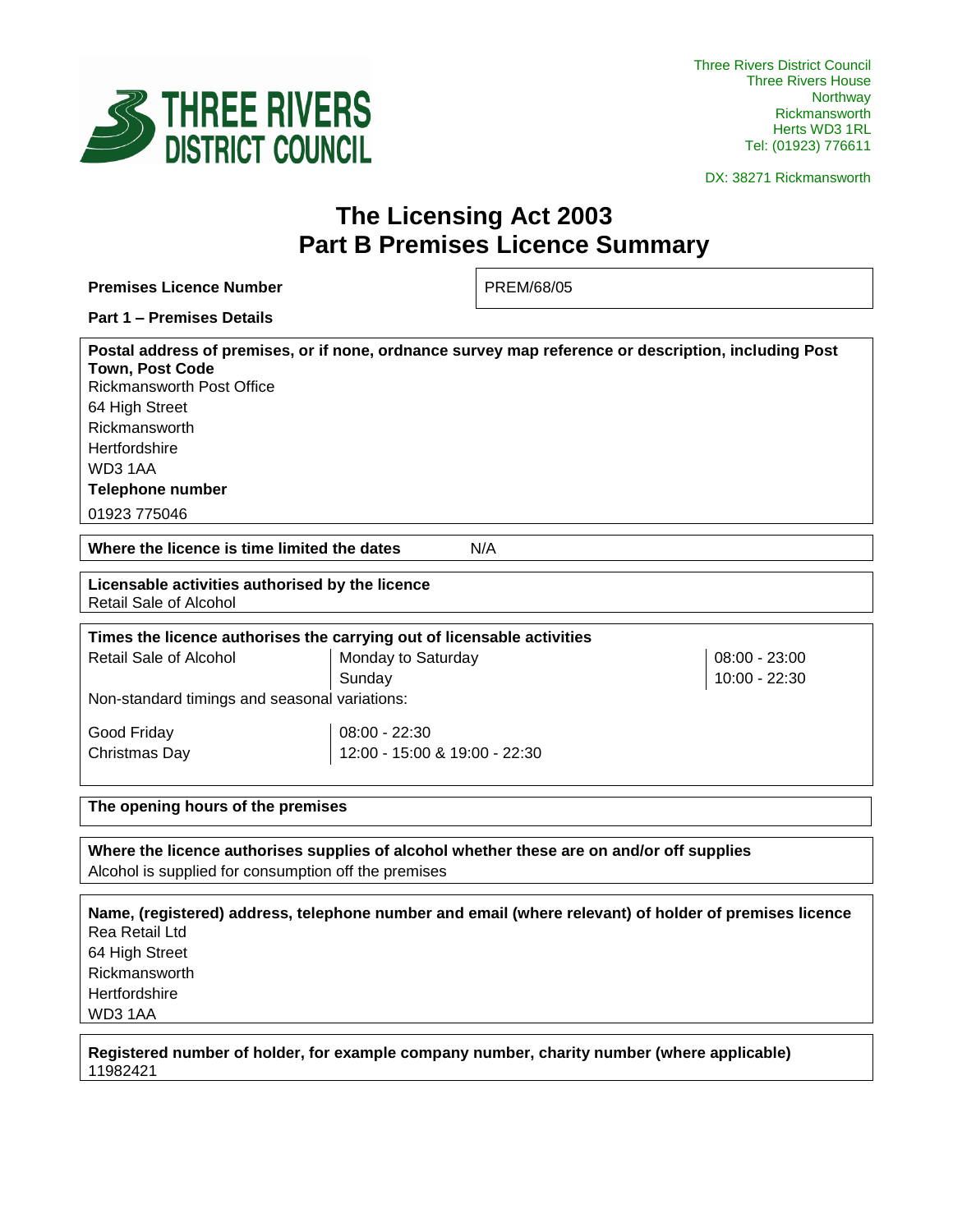THREE RIVERS DISTRICT COUNCIL

Three Rivers District Council
Three Rivers House
Northway
Rickmansworth
Herts WD3 1RL
Tel: (01923) 776611

DX: 38271 Rickmansworth

# The Licensing Act 2003
# Part B Premises Licence Summary

| **Premises Licence Number** | PREM/68/05 |
|---|---|

**Part 1 – Premises Details**

**Postal address of premises, or if none, ordnance survey map reference or description, including Post Town, Post Code**

Rickmansworth Post Office
64 High Street
Rickmansworth
Hertfordshire
WD3 1AA

**Telephone number**

01923 775046

| **Where the licence is time limited the dates** | N/A |
|---|---|

**Licensable activities authorised by the licence**

Retail Sale of Alcohol

**Times the licence authorises the carrying out of licensable activities**

| Retail Sale of Alcohol | Monday to Saturday | 08:00 - 23:00 |
|---|---|---|
| | Sunday | 10:00 - 22:30 |

Non-standard timings and seasonal variations:

| Good Friday | 08:00 - 22:30 |
|---|---|
| Christmas Day | 12:00 - 15:00 & 19:00 - 22:30 |

**The opening hours of the premises**

**Where the licence authorises supplies of alcohol whether these are on and/or off supplies**

Alcohol is supplied for consumption off the premises

**Name, (registered) address, telephone number and email (where relevant) of holder of premises licence**

Rea Retail Ltd
64 High Street
Rickmansworth
Hertfordshire
WD3 1AA

**Registered number of holder, for example company number, charity number (where applicable)**

11982421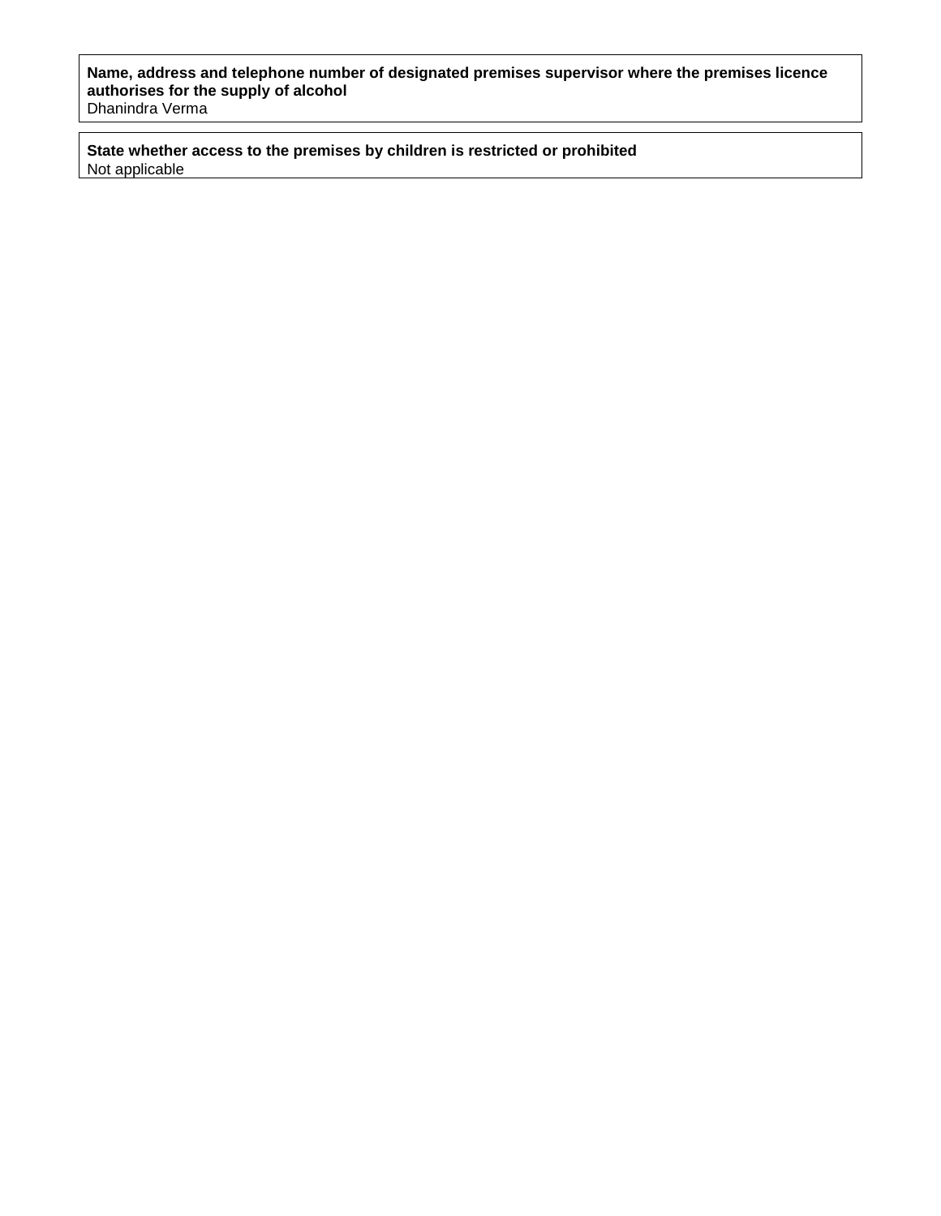**Name, address and telephone number of designated premises supervisor where the premises licence authorises for the supply of alcohol**
Dhanindra Verma

**State whether access to the premises by children is restricted or prohibited**
Not applicable